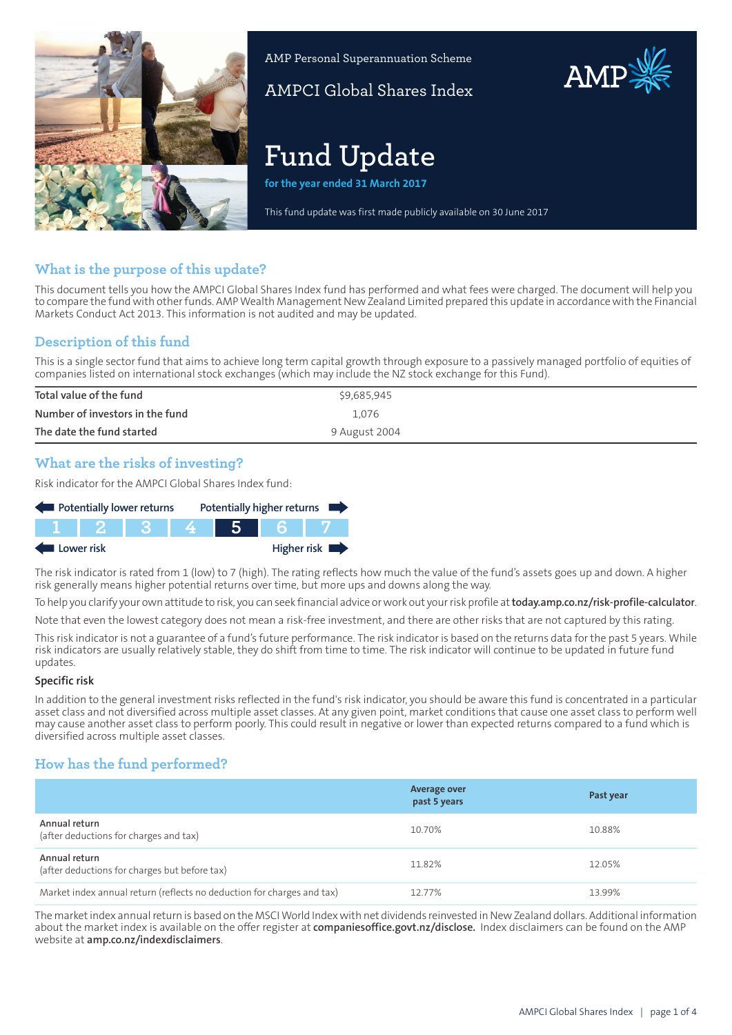AMP Personal Superannuation Scheme

AMPCI Global Shares Index

# Fund Update

**for the year ended 31 March 2017**

This fund update was first made publicly available on 30 June 2017

## What is the purpose of this update?

This document tells you how the AMPCI Global Shares Index fund has performed and what fees were charged. The document will help you to compare the fund with other funds. AMP Wealth Management New Zealand Limited prepared this update in accordance with the Financial Markets Conduct Act 2013. This information is not audited and may be updated.

## Description of this fund

This is a single sector fund that aims to achieve long term capital growth through exposure to a passively managed portfolio of equities of companies listed on international stock exchanges (which may include the NZ stock exchange for this Fund).

| | |
|---|---|
| Total value of the fund | $9,685,945 |
| Number of investors in the fund | 1,076 |
| The date the fund started | 9 August 2004 |

## What are the risks of investing?

Risk indicator for the AMPCI Global Shares Index fund:

Potentially lower returns — Potentially higher returns

| 1 | 2 | 3 | 4 | **5** | 6 | 7 |
|---|---|---|---|---|---|---|

Lower risk — Higher risk

The risk indicator is rated from 1 (low) to 7 (high). The rating reflects how much the value of the fund's assets goes up and down. A higher risk generally means higher potential returns over time, but more ups and downs along the way.

To help you clarify your own attitude to risk, you can seek financial advice or work out your risk profile at **today.amp.co.nz/risk-profile-calculator**.

Note that even the lowest category does not mean a risk-free investment, and there are other risks that are not captured by this rating.

This risk indicator is not a guarantee of a fund's future performance. The risk indicator is based on the returns data for the past 5 years. While risk indicators are usually relatively stable, they do shift from time to time. The risk indicator will continue to be updated in future fund updates.

### Specific risk

In addition to the general investment risks reflected in the fund's risk indicator, you should be aware this fund is concentrated in a particular asset class and not diversified across multiple asset classes. At any given point, market conditions that cause one asset class to perform well may cause another asset class to perform poorly. This could result in negative or lower than expected returns compared to a fund which is diversified across multiple asset classes.

## How has the fund performed?

| | Average over past 5 years | Past year |
|---|---|---|
| Annual return (after deductions for charges and tax) | 10.70% | 10.88% |
| Annual return (after deductions for charges but before tax) | 11.82% | 12.05% |
| Market index annual return (reflects no deduction for charges and tax) | 12.77% | 13.99% |

The market index annual return is based on the MSCI World Index with net dividends reinvested in New Zealand dollars. Additional information about the market index is available on the offer register at **companiesoffice.govt.nz/disclose.** Index disclaimers can be found on the AMP website at **amp.co.nz/indexdisclaimers**.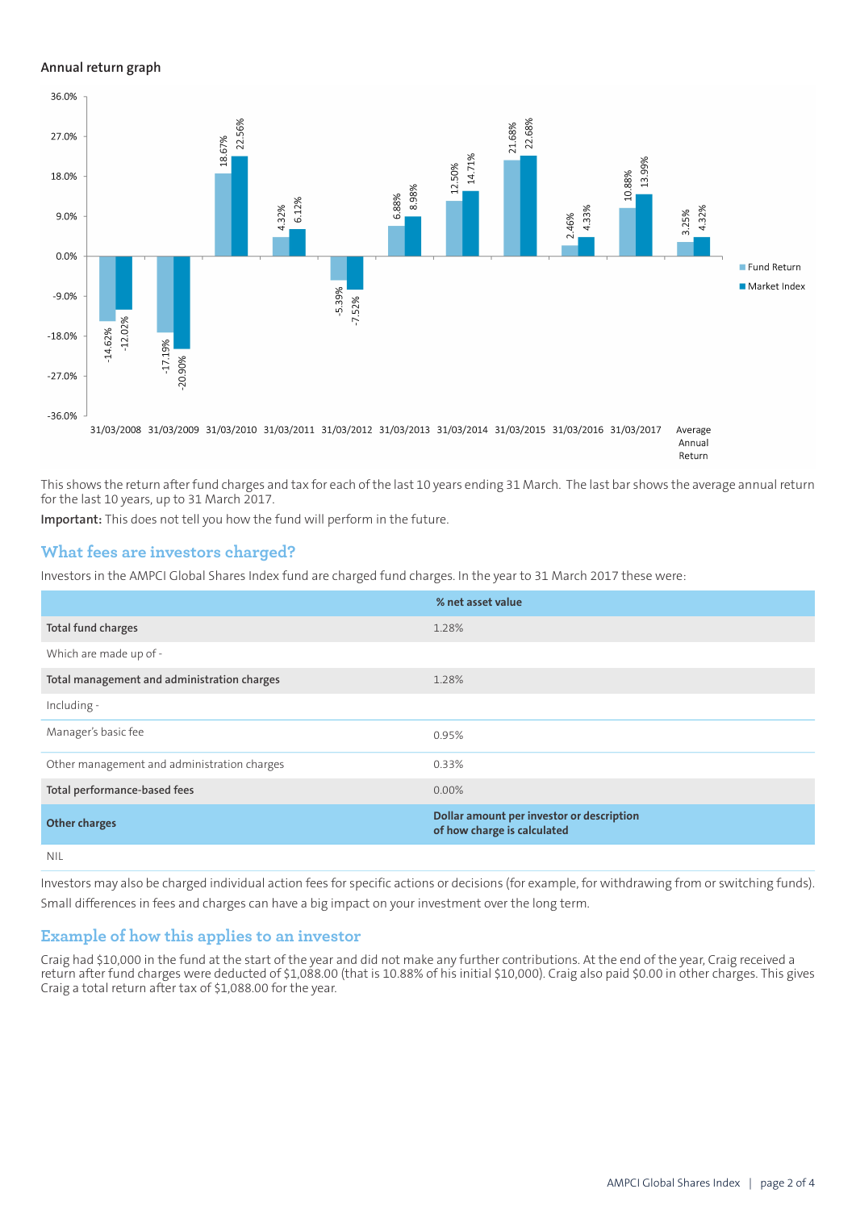## Annual return graph

| Year | Fund Return | Market Index |
|---|---|---|
| 31/03/2008 | -14.62% | -12.02% |
| 31/03/2009 | -17.19% | -20.90% |
| 31/03/2010 | 18.67% | 22.56% |
| 31/03/2011 | 4.32% | 6.12% |
| 31/03/2012 | -5.39% | -7.52% |
| 31/03/2013 | 6.88% | 8.98% |
| 31/03/2014 | 12.50% | 14.71% |
| 31/03/2015 | 21.68% | 22.68% |
| 31/03/2016 | 2.46% | 4.33% |
| 31/03/2017 | 10.88% | 13.99% |
| Average Annual Return | 3.25% | 4.32% |

This shows the return after fund charges and tax for each of the last 10 years ending 31 March. The last bar shows the average annual return for the last 10 years, up to 31 March 2017.

**Important:** This does not tell you how the fund will perform in the future.

## What fees are investors charged?

Investors in the AMPCI Global Shares Index fund are charged fund charges. In the year to 31 March 2017 these were:

| | % net asset value |
|---|---|
| **Total fund charges** | 1.28% |
| Which are made up of - | |
| **Total management and administration charges** | 1.28% |
| Including - | |
| Manager's basic fee | 0.95% |
| Other management and administration charges | 0.33% |
| **Total performance-based fees** | 0.00% |
| **Other charges** | **Dollar amount per investor or description of how charge is calculated** |
| NIL | |

Investors may also be charged individual action fees for specific actions or decisions (for example, for withdrawing from or switching funds). Small differences in fees and charges can have a big impact on your investment over the long term.

## Example of how this applies to an investor

Craig had $10,000 in the fund at the start of the year and did not make any further contributions. At the end of the year, Craig received a return after fund charges were deducted of $1,088.00 (that is 10.88% of his initial $10,000). Craig also paid $0.00 in other charges. This gives Craig a total return after tax of $1,088.00 for the year.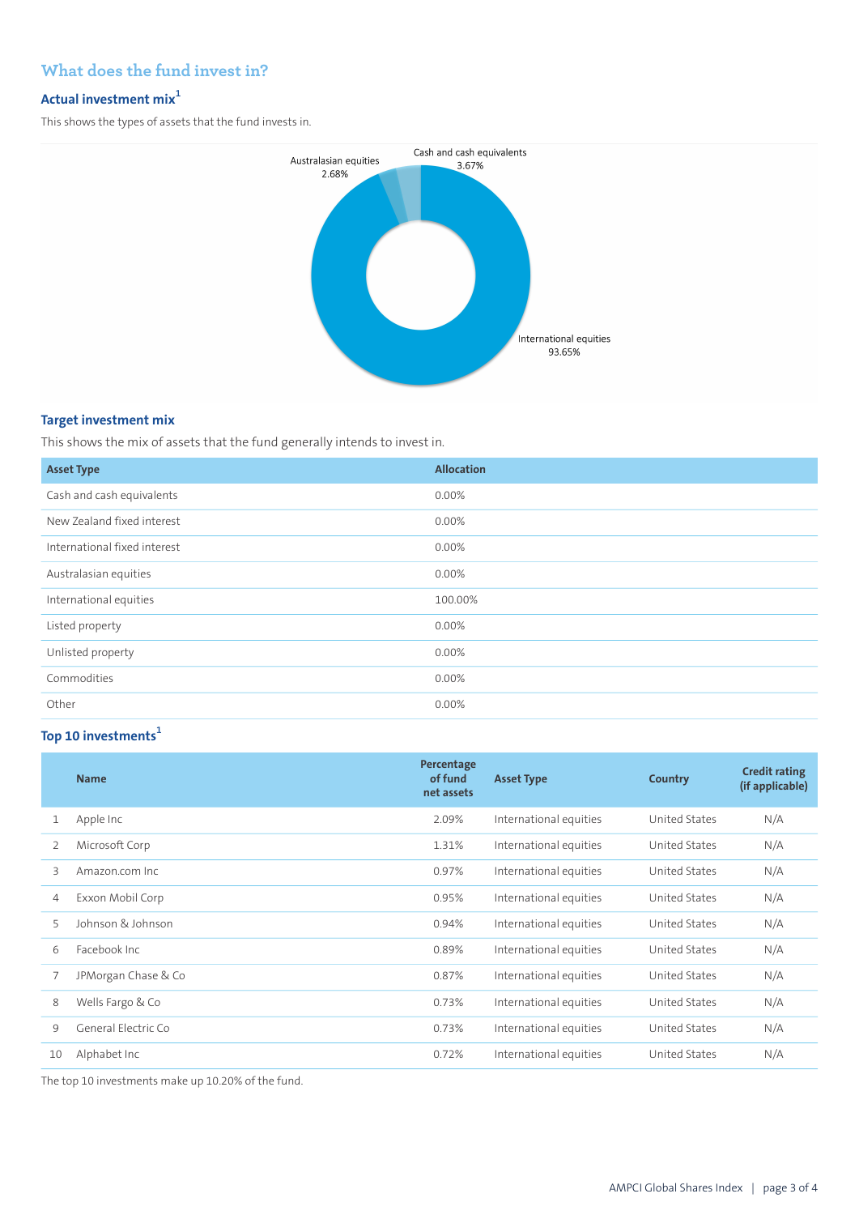## What does the fund invest in?

### Actual investment mix[1]

This shows the types of assets that the fund invests in.

Australasian equities 2.68%

Cash and cash equivalents 3.67%

International equities 93.65%

### Target investment mix

This shows the mix of assets that the fund generally intends to invest in.

| Asset Type | Allocation |
|---|---|
| Cash and cash equivalents | 0.00% |
| New Zealand fixed interest | 0.00% |
| International fixed interest | 0.00% |
| Australasian equities | 0.00% |
| International equities | 100.00% |
| Listed property | 0.00% |
| Unlisted property | 0.00% |
| Commodities | 0.00% |
| Other | 0.00% |

### Top 10 investments[1]

| | Name | Percentage of fund net assets | Asset Type | Country | Credit rating (if applicable) |
|---|---|---|---|---|---|
| 1 | Apple Inc | 2.09% | International equities | United States | N/A |
| 2 | Microsoft Corp | 1.31% | International equities | United States | N/A |
| 3 | Amazon.com Inc | 0.97% | International equities | United States | N/A |
| 4 | Exxon Mobil Corp | 0.95% | International equities | United States | N/A |
| 5 | Johnson & Johnson | 0.94% | International equities | United States | N/A |
| 6 | Facebook Inc | 0.89% | International equities | United States | N/A |
| 7 | JPMorgan Chase & Co | 0.87% | International equities | United States | N/A |
| 8 | Wells Fargo & Co | 0.73% | International equities | United States | N/A |
| 9 | General Electric Co | 0.73% | International equities | United States | N/A |
| 10 | Alphabet Inc | 0.72% | International equities | United States | N/A |

The top 10 investments make up 10.20% of the fund.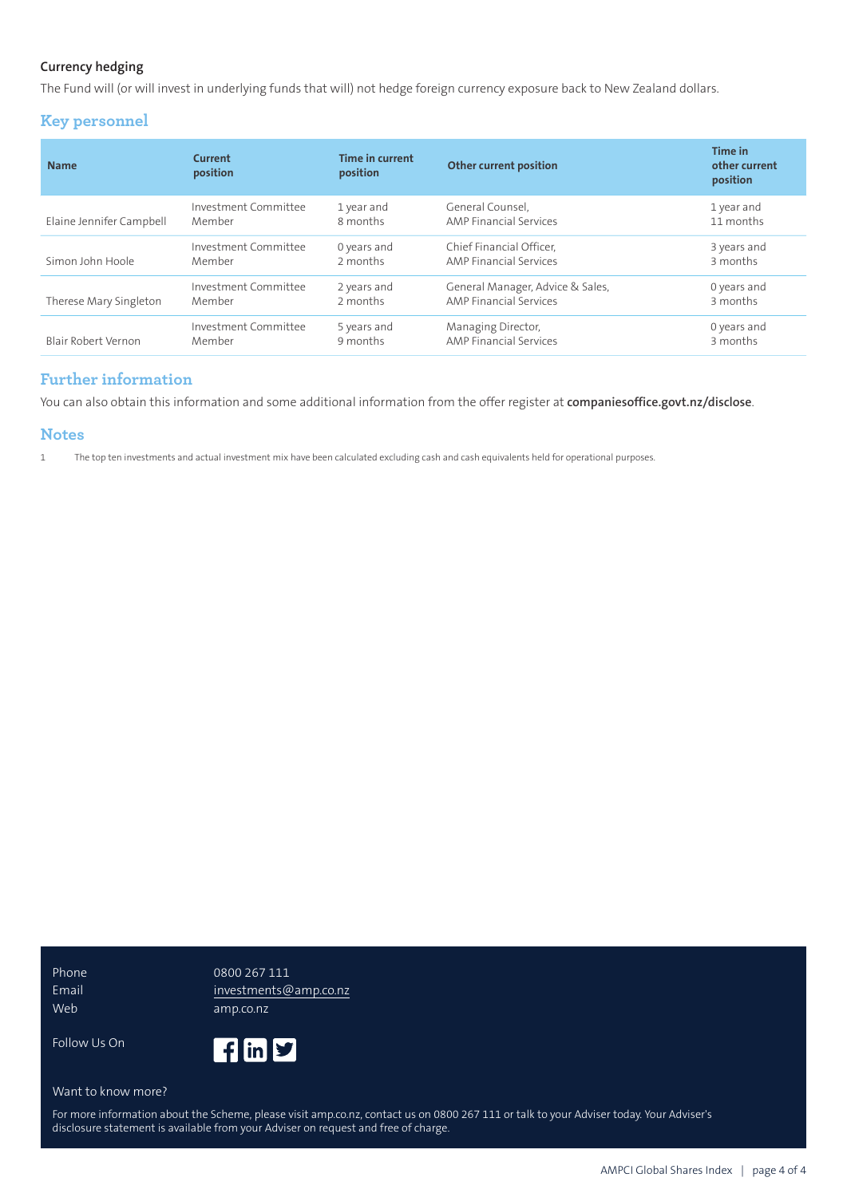### Currency hedging

The Fund will (or will invest in underlying funds that will) not hedge foreign currency exposure back to New Zealand dollars.

## Key personnel

| Name | Current position | Time in current position | Other current position | Time in other current position |
|---|---|---|---|---|
| Elaine Jennifer Campbell | Investment Committee Member | 1 year and 8 months | General Counsel, AMP Financial Services | 1 year and 11 months |
| Simon John Hoole | Investment Committee Member | 0 years and 2 months | Chief Financial Officer, AMP Financial Services | 3 years and 3 months |
| Therese Mary Singleton | Investment Committee Member | 2 years and 2 months | General Manager, Advice & Sales, AMP Financial Services | 0 years and 3 months |
| Blair Robert Vernon | Investment Committee Member | 5 years and 9 months | Managing Director, AMP Financial Services | 0 years and 3 months |

## Further information

You can also obtain this information and some additional information from the offer register at **companiesoffice.govt.nz/disclose**.

## Notes

1 The top ten investments and actual investment mix have been calculated excluding cash and cash equivalents held for operational purposes.

Phone 0800 267 111
Email investments@amp.co.nz
Web amp.co.nz

Follow Us On

Want to know more?

For more information about the Scheme, please visit amp.co.nz, contact us on 0800 267 111 or talk to your Adviser today. Your Adviser's disclosure statement is available from your Adviser on request and free of charge.